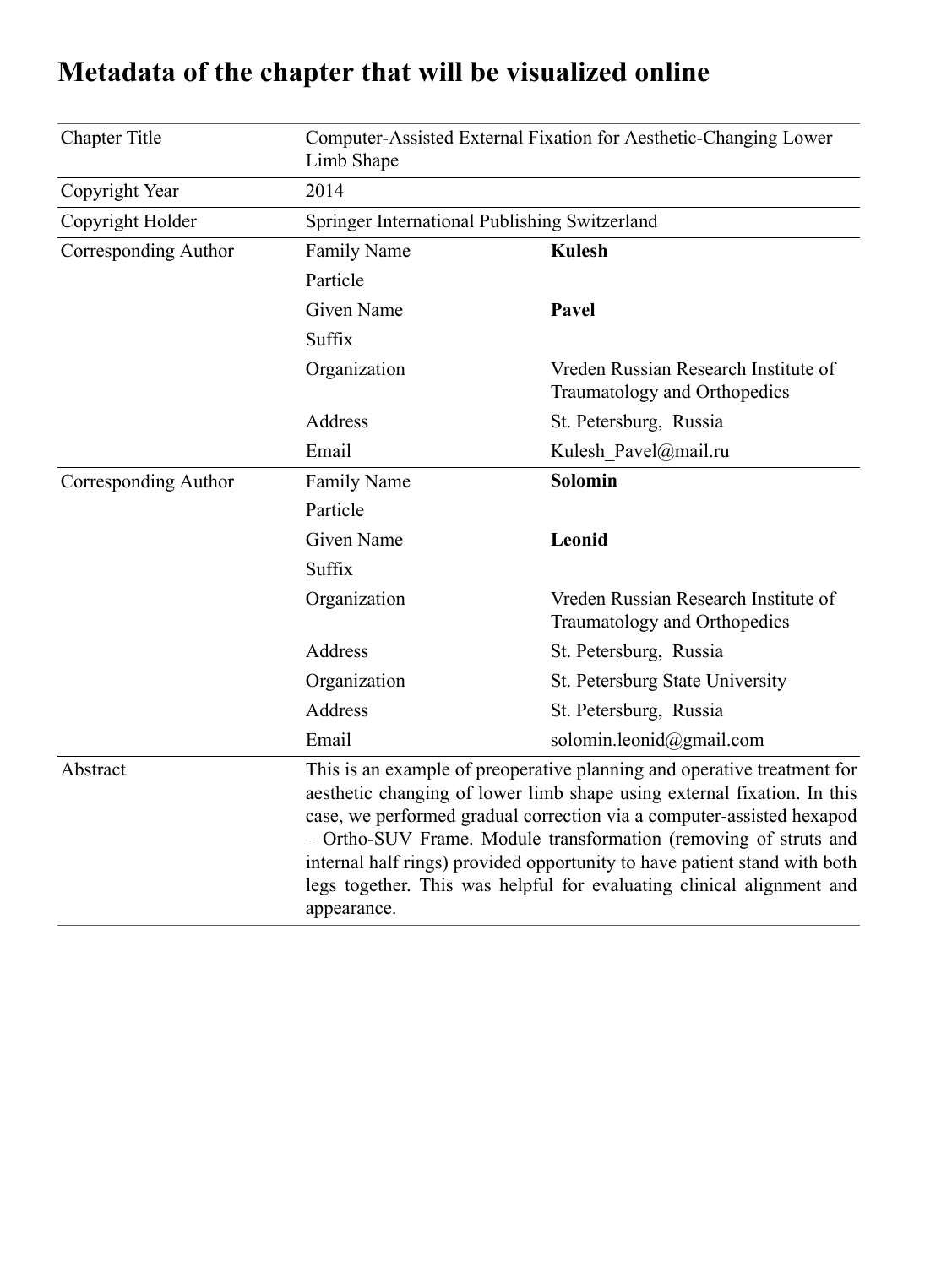# Metadata of the chapter that will be visualized online

| | | |
|---|---|---|
| Chapter Title | Computer-Assisted External Fixation for Aesthetic-Changing Lower Limb Shape | |
| Copyright Year | 2014 | |
| Copyright Holder | Springer International Publishing Switzerland | |
| Corresponding Author | Family Name | **Kulesh** |
| | Particle | |
| | Given Name | **Pavel** |
| | Suffix | |
| | Organization | Vreden Russian Research Institute of Traumatology and Orthopedics |
| | Address | St. Petersburg, Russia |
| | Email | Kulesh_Pavel@mail.ru |
| Corresponding Author | Family Name | **Solomin** |
| | Particle | |
| | Given Name | **Leonid** |
| | Suffix | |
| | Organization | Vreden Russian Research Institute of Traumatology and Orthopedics |
| | Address | St. Petersburg, Russia |
| | Organization | St. Petersburg State University |
| | Address | St. Petersburg, Russia |
| | Email | solomin.leonid@gmail.com |
| Abstract | This is an example of preoperative planning and operative treatment for aesthetic changing of lower limb shape using external fixation. In this case, we performed gradual correction via a computer-assisted hexapod – Ortho-SUV Frame. Module transformation (removing of struts and internal half rings) provided opportunity to have patient stand with both legs together. This was helpful for evaluating clinical alignment and appearance. | |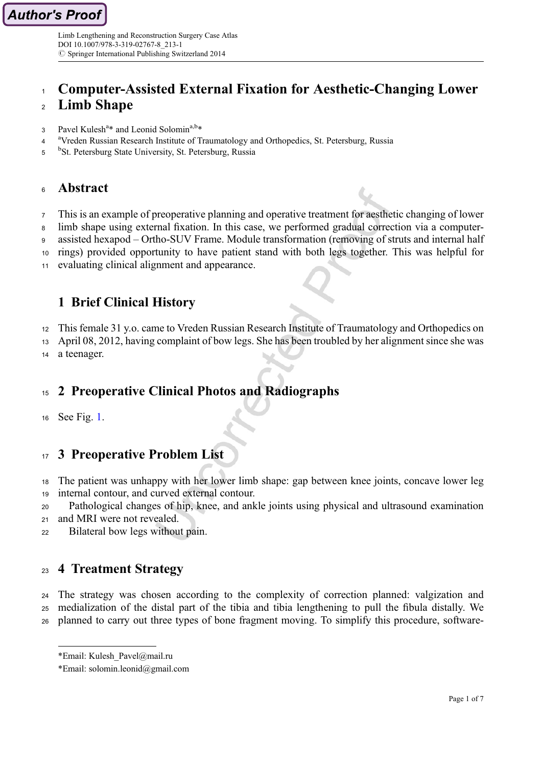# Computer-Assisted External Fixation for Aesthetic-Changing Lower Limb Shape

Pavel Kulesh[a]* and Leonid Solomin[a,b]*

[a]Vreden Russian Research Institute of Traumatology and Orthopedics, St. Petersburg, Russia

[b]St. Petersburg State University, St. Petersburg, Russia

## Abstract

This is an example of preoperative planning and operative treatment for aesthetic changing of lower limb shape using external fixation. In this case, we performed gradual correction via a computer-assisted hexapod – Ortho-SUV Frame. Module transformation (removing of struts and internal half rings) provided opportunity to have patient stand with both legs together. This was helpful for evaluating clinical alignment and appearance.

## 1 Brief Clinical History

This female 31 y.o. came to Vreden Russian Research Institute of Traumatology and Orthopedics on April 08, 2012, having complaint of bow legs. She has been troubled by her alignment since she was a teenager.

## 2 Preoperative Clinical Photos and Radiographs

See Fig. 1.

## 3 Preoperative Problem List

The patient was unhappy with her lower limb shape: gap between knee joints, concave lower leg internal contour, and curved external contour.

Pathological changes of hip, knee, and ankle joints using physical and ultrasound examination and MRI were not revealed.

Bilateral bow legs without pain.

## 4 Treatment Strategy

The strategy was chosen according to the complexity of correction planned: valgization and medialization of the distal part of the tibia and tibia lengthening to pull the fibula distally. We planned to carry out three types of bone fragment moving. To simplify this procedure, software-

*Email: Kulesh_Pavel@mail.ru

*Email: solomin.leonid@gmail.com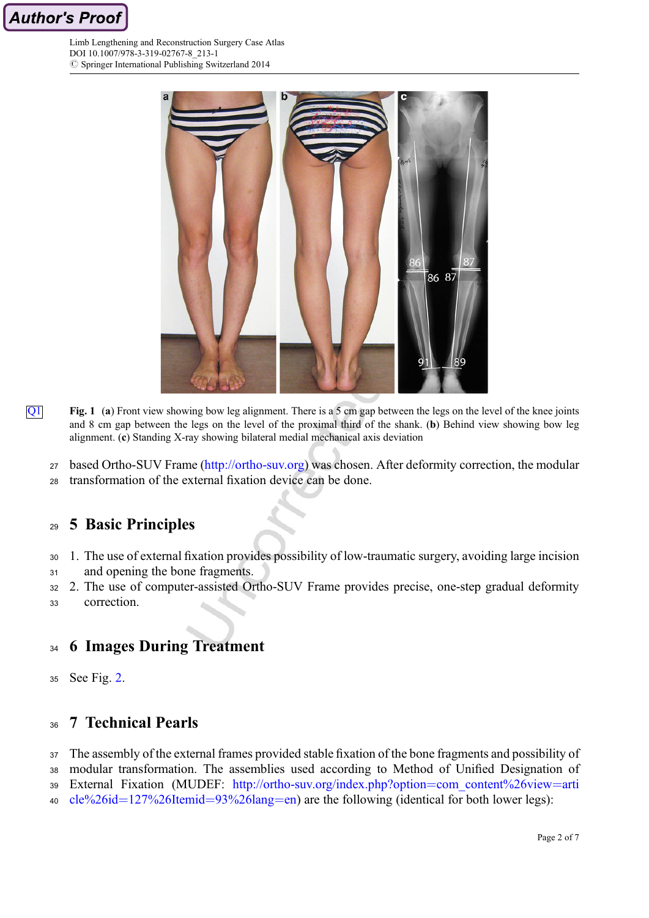Fig. 1 (a) Front view showing bow leg alignment. There is a 5 cm gap between the legs on the level of the knee joints and 8 cm gap between the legs on the level of the proximal third of the shank. (b) Behind view showing bow leg alignment. (c) Standing X-ray showing bilateral medial mechanical axis deviation

based Ortho-SUV Frame (http://ortho-suv.org) was chosen. After deformity correction, the modular transformation of the external fixation device can be done.

## 5 Basic Principles

1. The use of external fixation provides possibility of low-traumatic surgery, avoiding large incision and opening the bone fragments.
2. The use of computer-assisted Ortho-SUV Frame provides precise, one-step gradual deformity correction.

## 6 Images During Treatment

See Fig. 2.

## 7 Technical Pearls

The assembly of the external frames provided stable fixation of the bone fragments and possibility of modular transformation. The assemblies used according to Method of Unified Designation of External Fixation (MUDEF: http://ortho-suv.org/index.php?option=com_content%26view=article%26id=127%26Itemid=93%26lang=en) are the following (identical for both lower legs):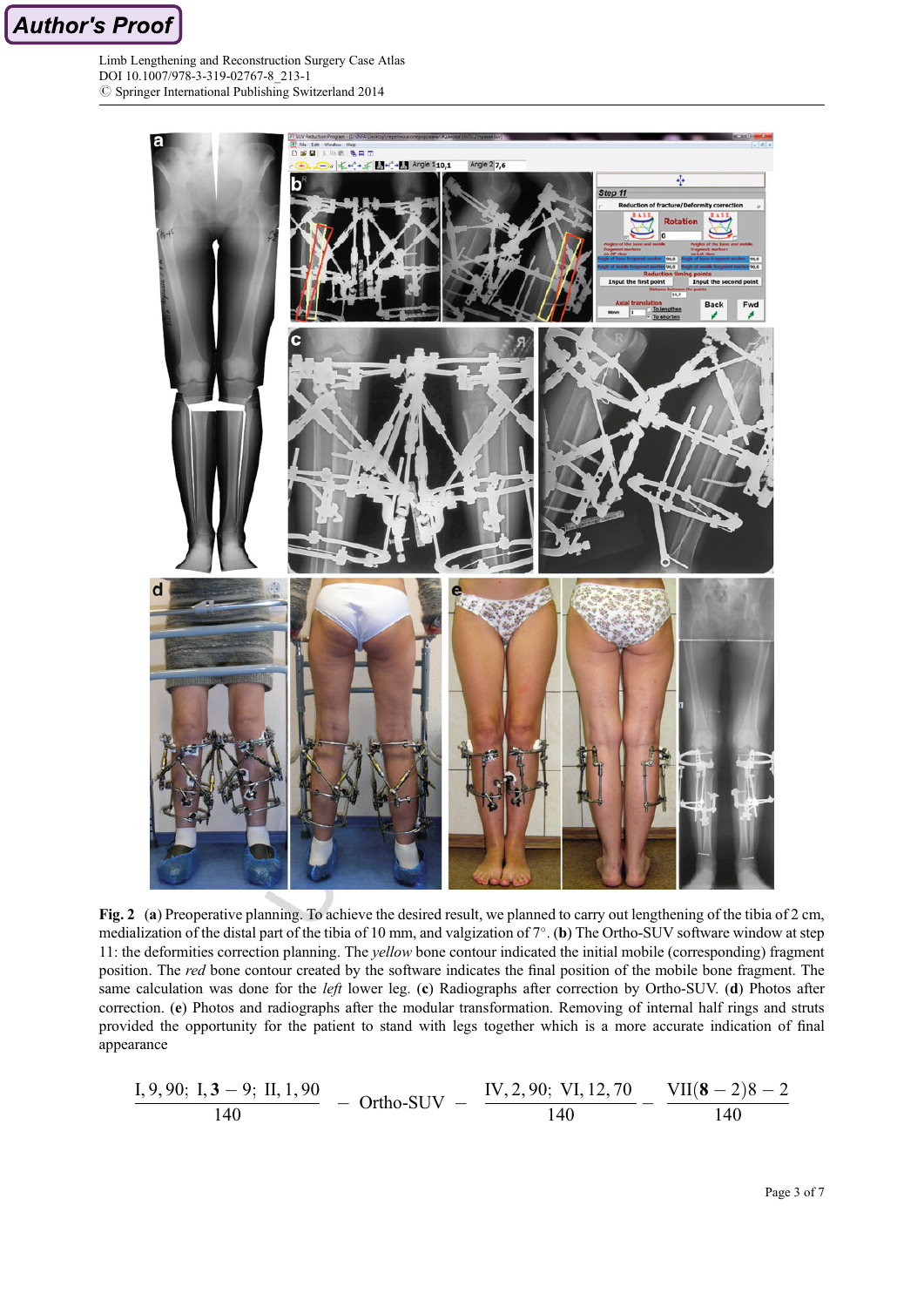**Fig. 2** (**a**) Preoperative planning. To achieve the desired result, we planned to carry out lengthening of the tibia of 2 cm, medialization of the distal part of the tibia of 10 mm, and valgization of 7°. (**b**) The Ortho-SUV software window at step 11: the deformities correction planning. The *yellow* bone contour indicated the initial mobile (corresponding) fragment position. The *red* bone contour created by the software indicates the final position of the mobile bone fragment. The same calculation was done for the *left* lower leg. (**c**) Radiographs after correction by Ortho-SUV. (**d**) Photos after correction. (**e**) Photos and radiographs after the modular transformation. Removing of internal half rings and struts provided the opportunity for the patient to stand with legs together which is a more accurate indication of final appearance

$$\frac{\mathrm{I},9,90;\ \mathrm{I},\mathbf{3}-9;\ \mathrm{II},1,90}{140} - \text{Ortho-SUV} - \frac{\mathrm{IV},2,90;\ \mathrm{VI},12,70}{140} - \frac{\mathrm{VII}(\mathbf{8}-2)8-2}{140}$$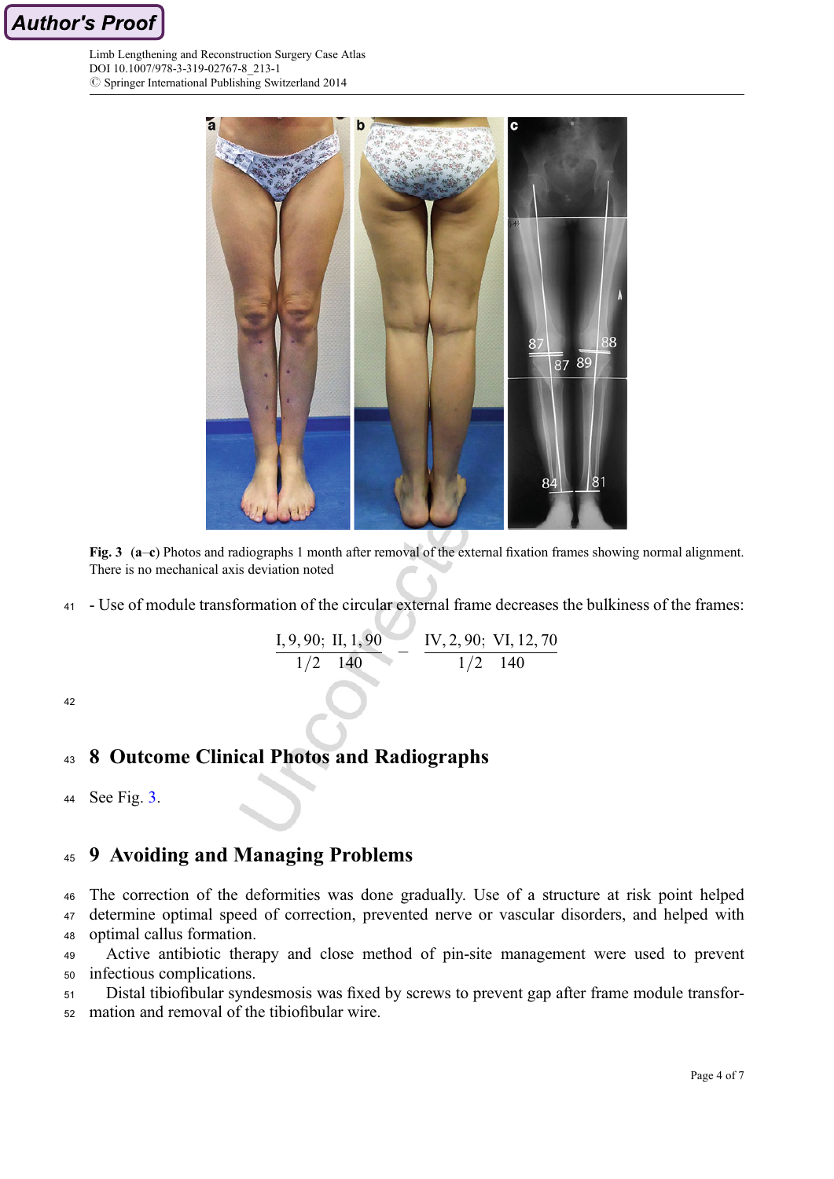Fig. 3 (a–c) Photos and radiographs 1 month after removal of the external fixation frames showing normal alignment. There is no mechanical axis deviation noted

- Use of module transformation of the circular external frame decreases the bulkiness of the frames:

$$\frac{\text{I}, 9, 90;\ \text{II}, 1, 90}{1/2 \quad 140} - \frac{\text{IV}, 2, 90;\ \text{VI}, 12, 70}{1/2 \quad 140}$$

## 8 Outcome Clinical Photos and Radiographs

See Fig. 3.

## 9 Avoiding and Managing Problems

The correction of the deformities was done gradually. Use of a structure at risk point helped determine optimal speed of correction, prevented nerve or vascular disorders, and helped with optimal callus formation.

Active antibiotic therapy and close method of pin-site management were used to prevent infectious complications.

Distal tibiofibular syndesmosis was fixed by screws to prevent gap after frame module transformation and removal of the tibiofibular wire.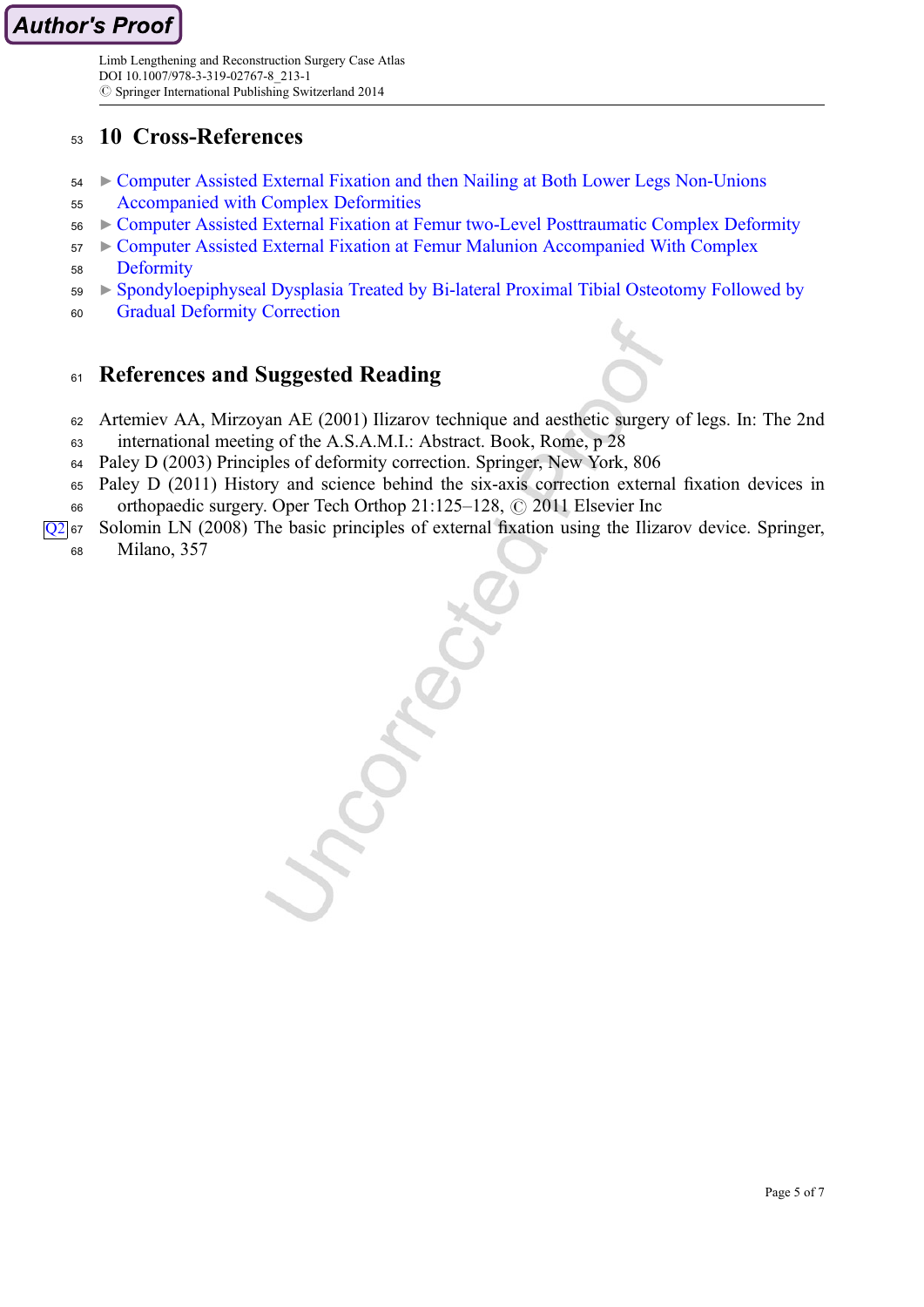## 10 Cross-References

- ▶ Computer Assisted External Fixation and then Nailing at Both Lower Legs Non-Unions Accompanied with Complex Deformities
- ▶ Computer Assisted External Fixation at Femur two-Level Posttraumatic Complex Deformity
- ▶ Computer Assisted External Fixation at Femur Malunion Accompanied With Complex Deformity
- ▶ Spondyloepiphyseal Dysplasia Treated by Bi-lateral Proximal Tibial Osteotomy Followed by Gradual Deformity Correction

## References and Suggested Reading

Artemiev AA, Mirzoyan AE (2001) Ilizarov technique and aesthetic surgery of legs. In: The 2nd international meeting of the A.S.A.M.I.: Abstract. Book, Rome, p 28

Paley D (2003) Principles of deformity correction. Springer, New York, 806

Paley D (2011) History and science behind the six-axis correction external fixation devices in orthopaedic surgery. Oper Tech Orthop 21:125–128, © 2011 Elsevier Inc

Solomin LN (2008) The basic principles of external fixation using the Ilizarov device. Springer, Milano, 357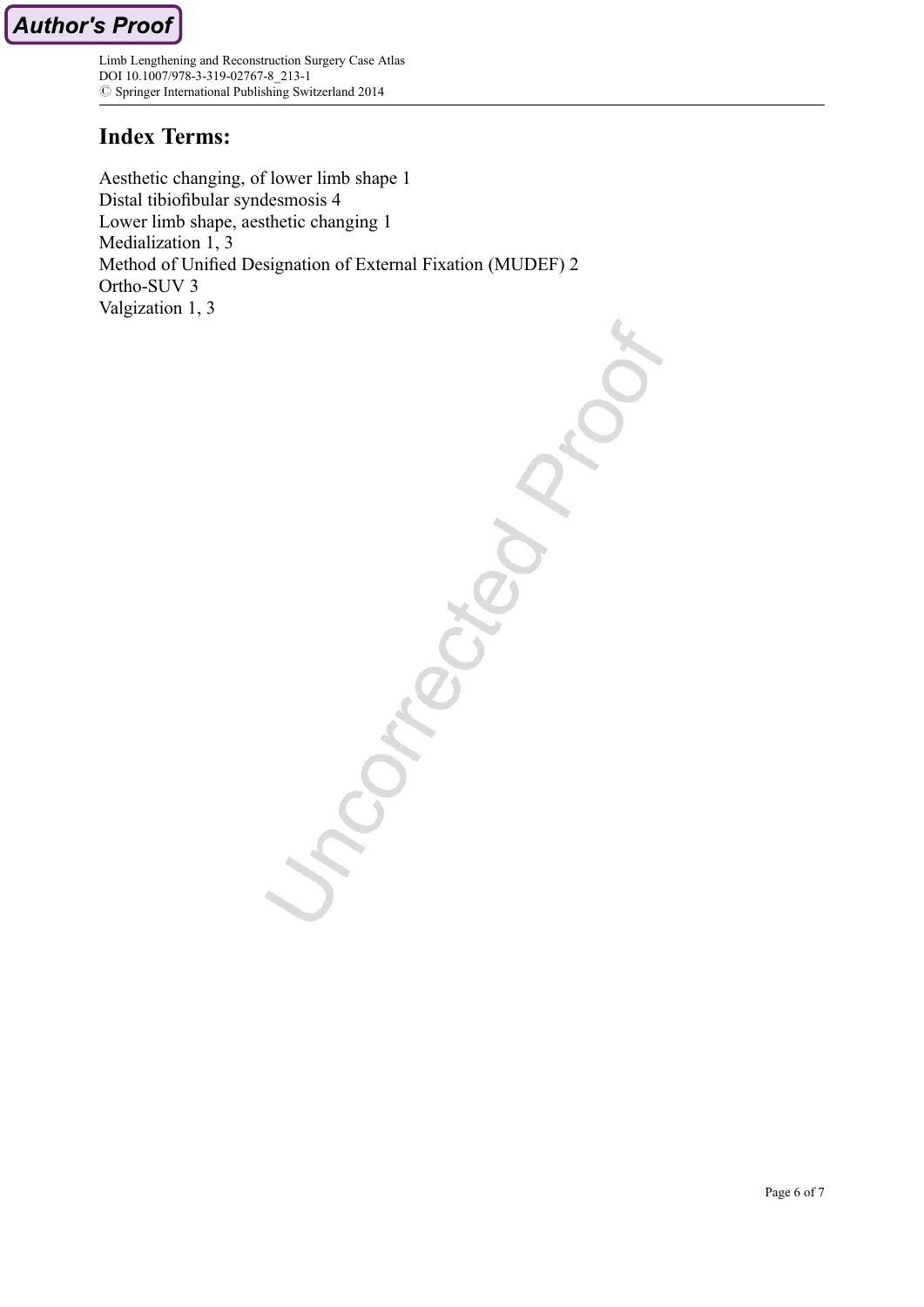## Index Terms:

Aesthetic changing, of lower limb shape 1
Distal tibiofibular syndesmosis 4
Lower limb shape, aesthetic changing 1
Medialization 1, 3
Method of Unified Designation of External Fixation (MUDEF) 2
Ortho-SUV 3
Valgization 1, 3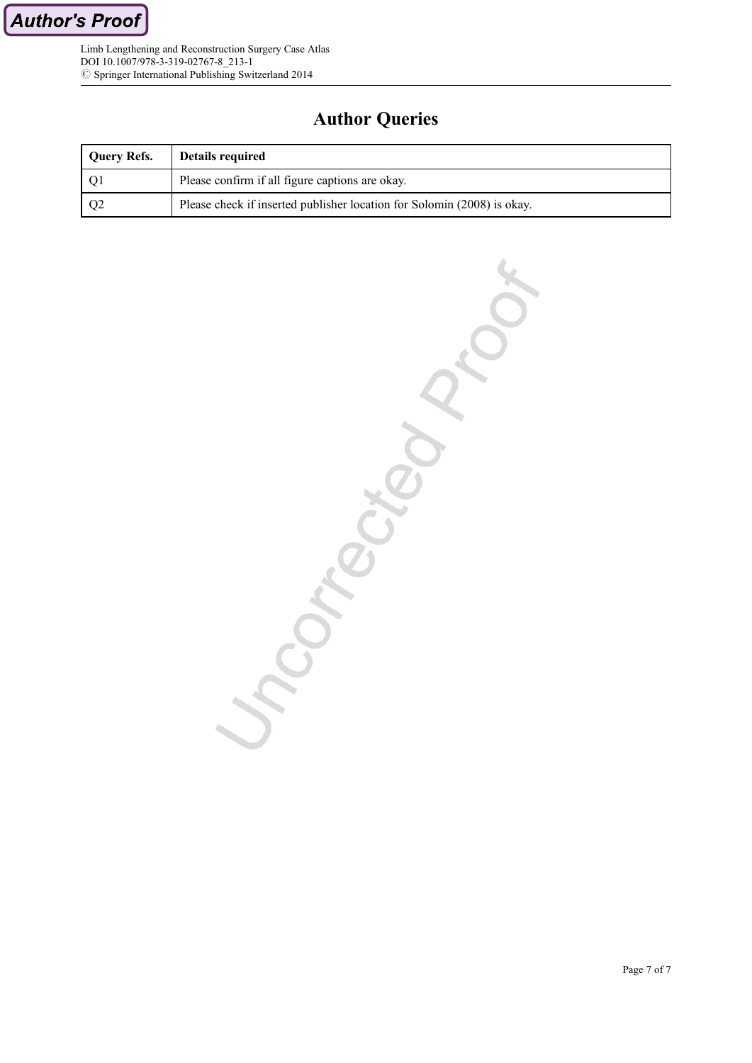# Author Queries

| Query Refs. | Details required |
|---|---|
| Q1 | Please confirm if all figure captions are okay. |
| Q2 | Please check if inserted publisher location for Solomin (2008) is okay. |